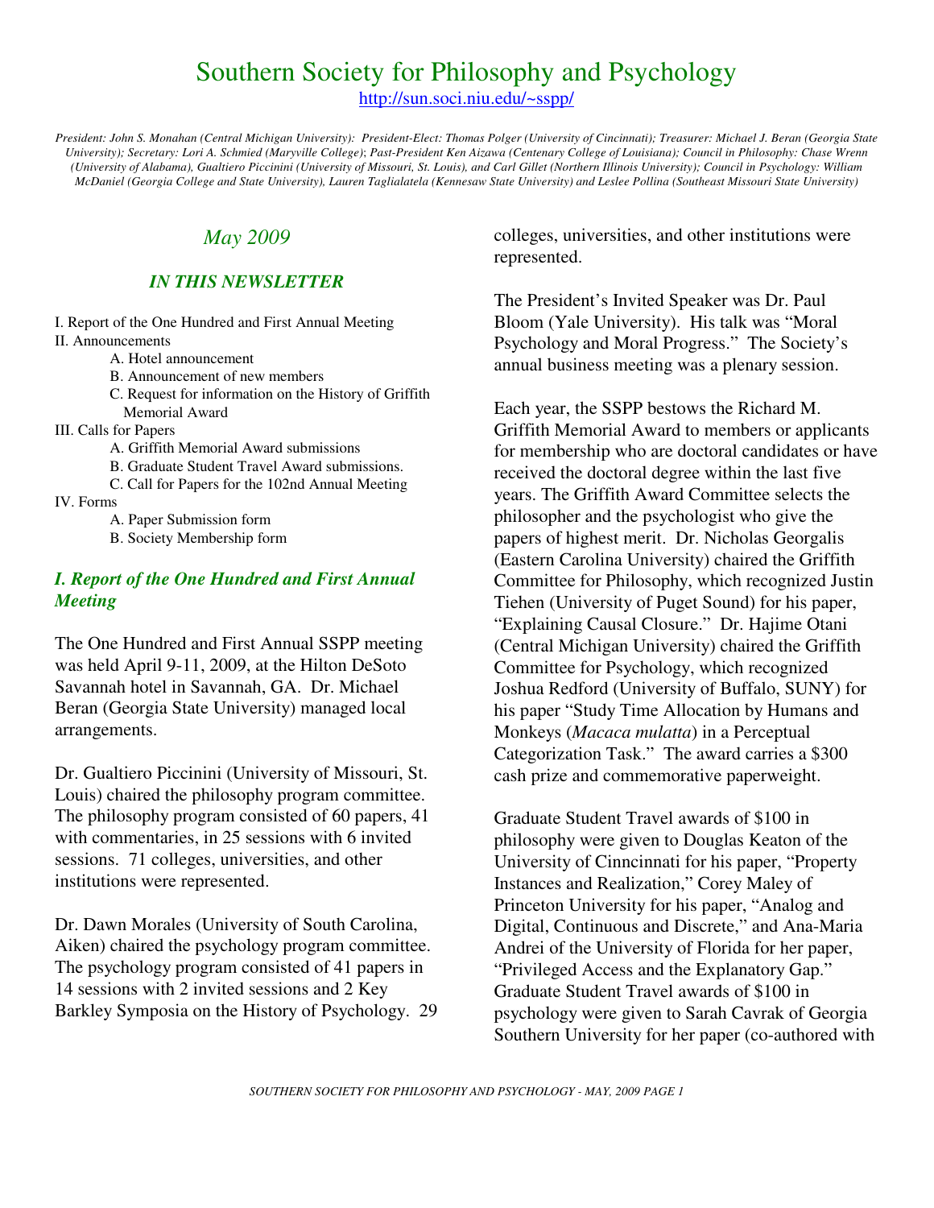# Southern Society for Philosophy and Psychology

http://sun.soci.niu.edu/~sspp/

*President: John S. Monahan (Central Michigan University): President-Elect: Thomas Polger (University of Cincinnati); Treasurer: Michael J. Beran (Georgia State University); Secretary: Lori A. Schmied (Maryville College); Past-President Ken Aizawa (Centenary College of Louisiana); Council in Philosophy: Chase Wrenn (University of Alabama), Gualtiero Piccinini (University of Missouri, St. Louis), and Carl Gillet (Northern Illinois University); Council in Psychology: William McDaniel (Georgia College and State University), Lauren Taglialatela (Kennesaw State University) and Leslee Pollina (Southeast Missouri State University)*

*May 2009*

***IN THIS NEWSLETTER***

I. Report of the One Hundred and First Annual Meeting
II. Announcements
- A. Hotel announcement
- B. Announcement of new members
- C. Request for information on the History of Griffith Memorial Award

III. Calls for Papers
- A. Griffith Memorial Award submissions
- B. Graduate Student Travel Award submissions.
- C. Call for Papers for the 102nd Annual Meeting

IV. Forms
- A. Paper Submission form
- B. Society Membership form

## *I. Report of the One Hundred and First Annual Meeting*

The One Hundred and First Annual SSPP meeting was held April 9-11, 2009, at the Hilton DeSoto Savannah hotel in Savannah, GA. Dr. Michael Beran (Georgia State University) managed local arrangements.

Dr. Gualtiero Piccinini (University of Missouri, St. Louis) chaired the philosophy program committee. The philosophy program consisted of 60 papers, 41 with commentaries, in 25 sessions with 6 invited sessions. 71 colleges, universities, and other institutions were represented.

Dr. Dawn Morales (University of South Carolina, Aiken) chaired the psychology program committee. The psychology program consisted of 41 papers in 14 sessions with 2 invited sessions and 2 Key Barkley Symposia on the History of Psychology. 29 colleges, universities, and other institutions were represented.

The President's Invited Speaker was Dr. Paul Bloom (Yale University). His talk was "Moral Psychology and Moral Progress." The Society's annual business meeting was a plenary session.

Each year, the SSPP bestows the Richard M. Griffith Memorial Award to members or applicants for membership who are doctoral candidates or have received the doctoral degree within the last five years. The Griffith Award Committee selects the philosopher and the psychologist who give the papers of highest merit. Dr. Nicholas Georgalis (Eastern Carolina University) chaired the Griffith Committee for Philosophy, which recognized Justin Tiehen (University of Puget Sound) for his paper, "Explaining Causal Closure." Dr. Hajime Otani (Central Michigan University) chaired the Griffith Committee for Psychology, which recognized Joshua Redford (University of Buffalo, SUNY) for his paper "Study Time Allocation by Humans and Monkeys (*Macaca mulatta*) in a Perceptual Categorization Task." The award carries a $300 cash prize and commemorative paperweight.

Graduate Student Travel awards of $100 in philosophy were given to Douglas Keaton of the University of Cinncinnati for his paper, "Property Instances and Realization," Corey Maley of Princeton University for his paper, "Analog and Digital, Continuous and Discrete," and Ana-Maria Andrei of the University of Florida for her paper, "Privileged Access and the Explanatory Gap." Graduate Student Travel awards of $100 in psychology were given to Sarah Cavrak of Georgia Southern University for her paper (co-authored with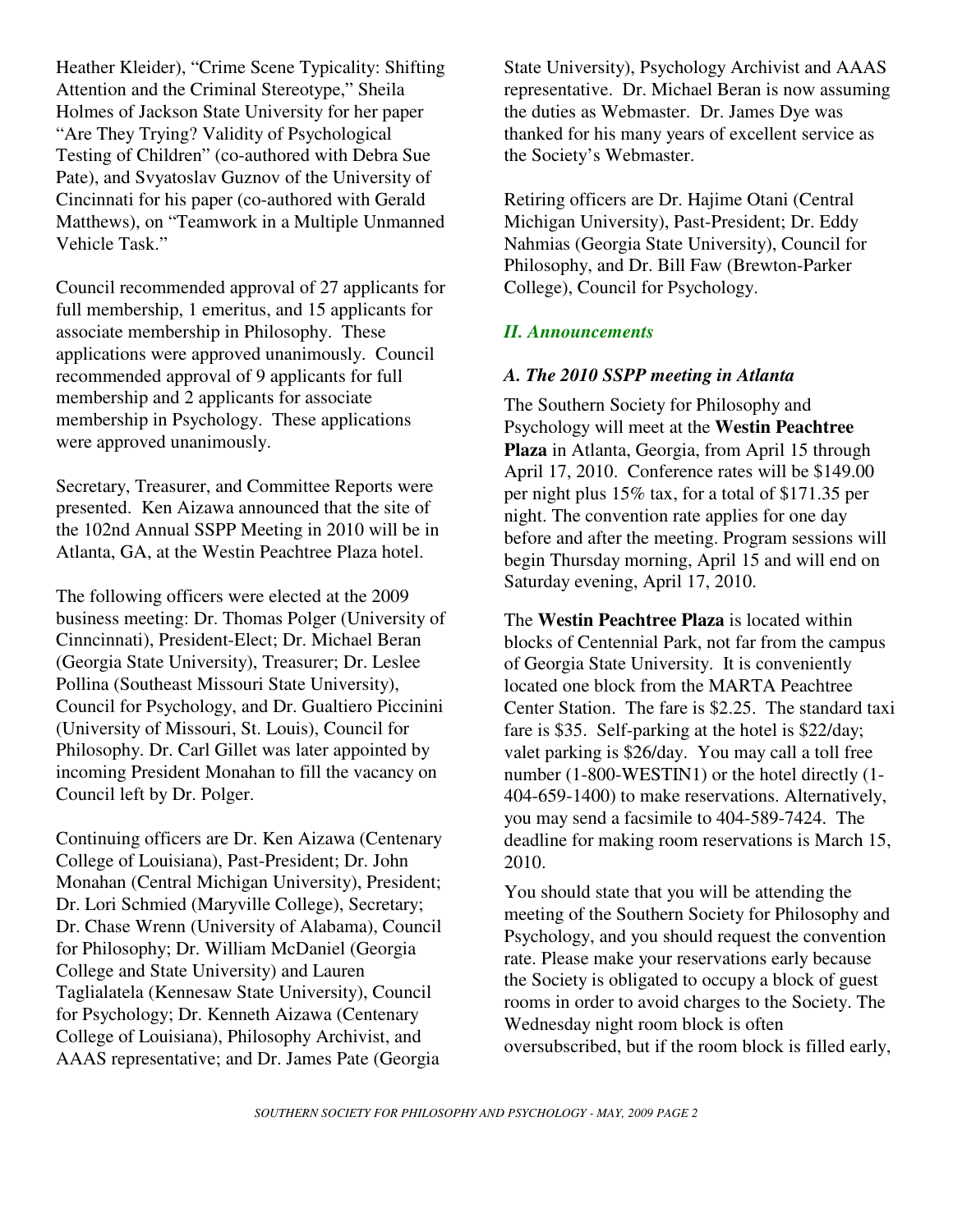Heather Kleider), "Crime Scene Typicality: Shifting Attention and the Criminal Stereotype," Sheila Holmes of Jackson State University for her paper "Are They Trying? Validity of Psychological Testing of Children" (co-authored with Debra Sue Pate), and Svyatoslav Guznov of the University of Cincinnati for his paper (co-authored with Gerald Matthews), on "Teamwork in a Multiple Unmanned Vehicle Task."

Council recommended approval of 27 applicants for full membership, 1 emeritus, and 15 applicants for associate membership in Philosophy. These applications were approved unanimously. Council recommended approval of 9 applicants for full membership and 2 applicants for associate membership in Psychology. These applications were approved unanimously.

Secretary, Treasurer, and Committee Reports were presented. Ken Aizawa announced that the site of the 102nd Annual SSPP Meeting in 2010 will be in Atlanta, GA, at the Westin Peachtree Plaza hotel.

The following officers were elected at the 2009 business meeting: Dr. Thomas Polger (University of Cinncinnati), President-Elect; Dr. Michael Beran (Georgia State University), Treasurer; Dr. Leslee Pollina (Southeast Missouri State University), Council for Psychology, and Dr. Gualtiero Piccinini (University of Missouri, St. Louis), Council for Philosophy. Dr. Carl Gillet was later appointed by incoming President Monahan to fill the vacancy on Council left by Dr. Polger.

Continuing officers are Dr. Ken Aizawa (Centenary College of Louisiana), Past-President; Dr. John Monahan (Central Michigan University), President; Dr. Lori Schmied (Maryville College), Secretary; Dr. Chase Wrenn (University of Alabama), Council for Philosophy; Dr. William McDaniel (Georgia College and State University) and Lauren Taglialatela (Kennesaw State University), Council for Psychology; Dr. Kenneth Aizawa (Centenary College of Louisiana), Philosophy Archivist, and AAAS representative; and Dr. James Pate (Georgia State University), Psychology Archivist and AAAS representative. Dr. Michael Beran is now assuming the duties as Webmaster. Dr. James Dye was thanked for his many years of excellent service as the Society's Webmaster.

Retiring officers are Dr. Hajime Otani (Central Michigan University), Past-President; Dr. Eddy Nahmias (Georgia State University), Council for Philosophy, and Dr. Bill Faw (Brewton-Parker College), Council for Psychology.

## *II. Announcements*

### *A. The 2010 SSPP meeting in Atlanta*

The Southern Society for Philosophy and Psychology will meet at the **Westin Peachtree Plaza** in Atlanta, Georgia, from April 15 through April 17, 2010. Conference rates will be $149.00 per night plus 15% tax, for a total of $171.35 per night. The convention rate applies for one day before and after the meeting. Program sessions will begin Thursday morning, April 15 and will end on Saturday evening, April 17, 2010.

The **Westin Peachtree Plaza** is located within blocks of Centennial Park, not far from the campus of Georgia State University. It is conveniently located one block from the MARTA Peachtree Center Station. The fare is $2.25. The standard taxi fare is $35. Self-parking at the hotel is $22/day; valet parking is $26/day. You may call a toll free number (1-800-WESTIN1) or the hotel directly (1-404-659-1400) to make reservations. Alternatively, you may send a facsimile to 404-589-7424. The deadline for making room reservations is March 15, 2010.

You should state that you will be attending the meeting of the Southern Society for Philosophy and Psychology, and you should request the convention rate. Please make your reservations early because the Society is obligated to occupy a block of guest rooms in order to avoid charges to the Society. The Wednesday night room block is often oversubscribed, but if the room block is filled early,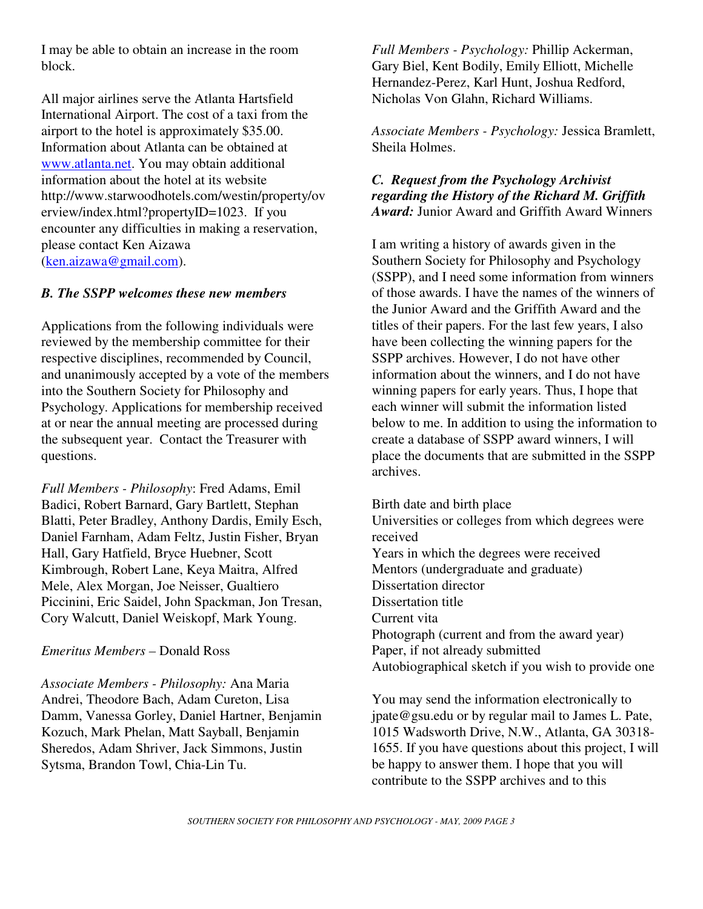I may be able to obtain an increase in the room block.

All major airlines serve the Atlanta Hartsfield International Airport. The cost of a taxi from the airport to the hotel is approximately $35.00. Information about Atlanta can be obtained at www.atlanta.net. You may obtain additional information about the hotel at its website http://www.starwoodhotels.com/westin/property/overview/index.html?propertyID=1023. If you encounter any difficulties in making a reservation, please contact Ken Aizawa (ken.aizawa@gmail.com).

### *B. The SSPP welcomes these new members*

Applications from the following individuals were reviewed by the membership committee for their respective disciplines, recommended by Council, and unanimously accepted by a vote of the members into the Southern Society for Philosophy and Psychology. Applications for membership received at or near the annual meeting are processed during the subsequent year. Contact the Treasurer with questions.

*Full Members - Philosophy*: Fred Adams, Emil Badici, Robert Barnard, Gary Bartlett, Stephan Blatti, Peter Bradley, Anthony Dardis, Emily Esch, Daniel Farnham, Adam Feltz, Justin Fisher, Bryan Hall, Gary Hatfield, Bryce Huebner, Scott Kimbrough, Robert Lane, Keya Maitra, Alfred Mele, Alex Morgan, Joe Neisser, Gualtiero Piccinini, Eric Saidel, John Spackman, Jon Tresan, Cory Walcutt, Daniel Weiskopf, Mark Young.

*Emeritus Members* – Donald Ross

*Associate Members - Philosophy:* Ana Maria Andrei, Theodore Bach, Adam Cureton, Lisa Damm, Vanessa Gorley, Daniel Hartner, Benjamin Kozuch, Mark Phelan, Matt Sayball, Benjamin Sheredos, Adam Shriver, Jack Simmons, Justin Sytsma, Brandon Towl, Chia-Lin Tu.

*Full Members - Psychology:* Phillip Ackerman, Gary Biel, Kent Bodily, Emily Elliott, Michelle Hernandez-Perez, Karl Hunt, Joshua Redford, Nicholas Von Glahn, Richard Williams.

*Associate Members - Psychology:* Jessica Bramlett, Sheila Holmes.

### *C. Request from the Psychology Archivist regarding the History of the Richard M. Griffith Award:* Junior Award and Griffith Award Winners

I am writing a history of awards given in the Southern Society for Philosophy and Psychology (SSPP), and I need some information from winners of those awards. I have the names of the winners of the Junior Award and the Griffith Award and the titles of their papers. For the last few years, I also have been collecting the winning papers for the SSPP archives. However, I do not have other information about the winners, and I do not have winning papers for early years. Thus, I hope that each winner will submit the information listed below to me. In addition to using the information to create a database of SSPP award winners, I will place the documents that are submitted in the SSPP archives.

Birth date and birth place
Universities or colleges from which degrees were received
Years in which the degrees were received
Mentors (undergraduate and graduate)
Dissertation director
Dissertation title
Current vita
Photograph (current and from the award year)
Paper, if not already submitted
Autobiographical sketch if you wish to provide one

You may send the information electronically to jpate@gsu.edu or by regular mail to James L. Pate, 1015 Wadsworth Drive, N.W., Atlanta, GA 30318-1655. If you have questions about this project, I will be happy to answer them. I hope that you will contribute to the SSPP archives and to this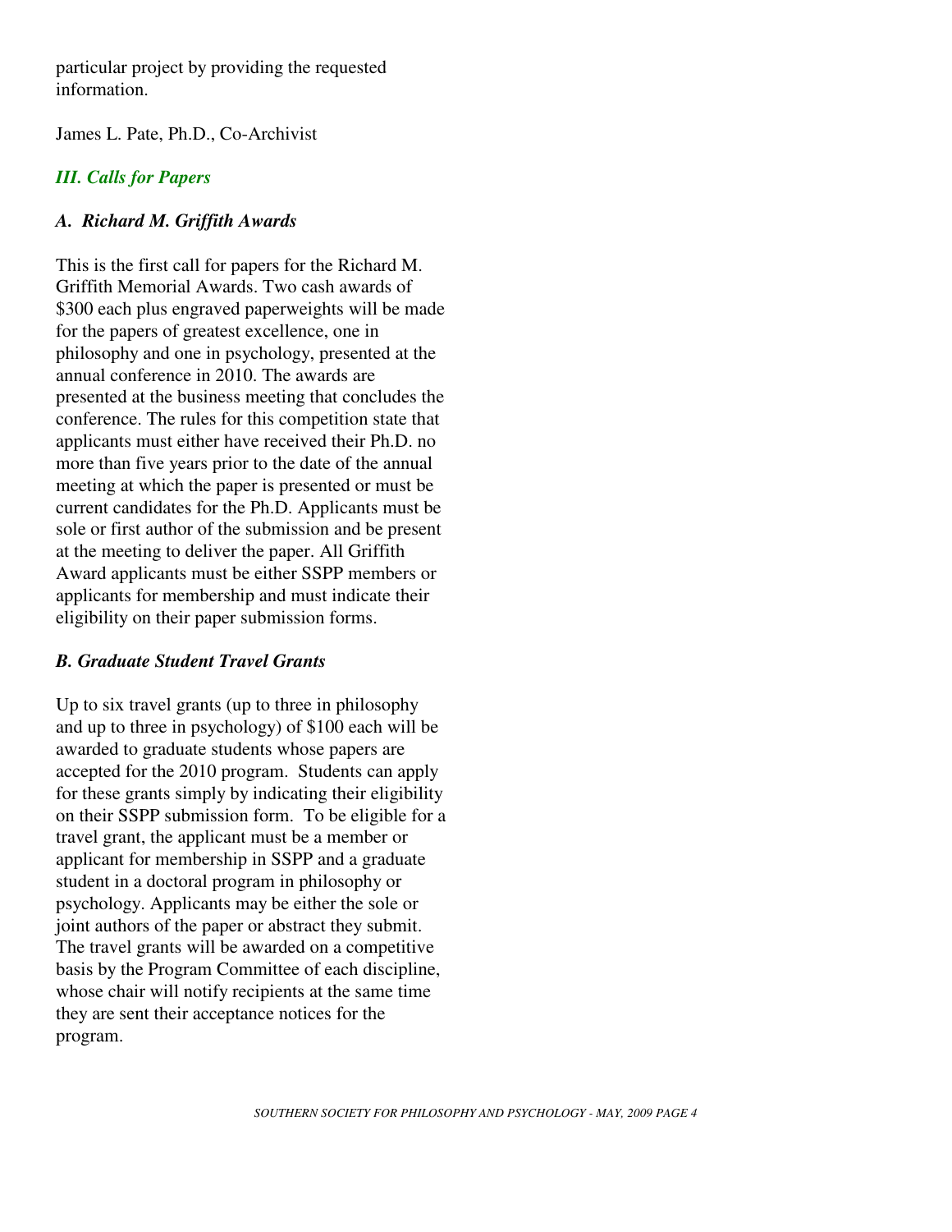particular project by providing the requested information.

James L. Pate, Ph.D., Co-Archivist

## *III. Calls for Papers*

### *A. Richard M. Griffith Awards*

This is the first call for papers for the Richard M. Griffith Memorial Awards. Two cash awards of $300 each plus engraved paperweights will be made for the papers of greatest excellence, one in philosophy and one in psychology, presented at the annual conference in 2010. The awards are presented at the business meeting that concludes the conference. The rules for this competition state that applicants must either have received their Ph.D. no more than five years prior to the date of the annual meeting at which the paper is presented or must be current candidates for the Ph.D. Applicants must be sole or first author of the submission and be present at the meeting to deliver the paper. All Griffith Award applicants must be either SSPP members or applicants for membership and must indicate their eligibility on their paper submission forms.

### *B. Graduate Student Travel Grants*

Up to six travel grants (up to three in philosophy and up to three in psychology) of $100 each will be awarded to graduate students whose papers are accepted for the 2010 program. Students can apply for these grants simply by indicating their eligibility on their SSPP submission form. To be eligible for a travel grant, the applicant must be a member or applicant for membership in SSPP and a graduate student in a doctoral program in philosophy or psychology. Applicants may be either the sole or joint authors of the paper or abstract they submit. The travel grants will be awarded on a competitive basis by the Program Committee of each discipline, whose chair will notify recipients at the same time they are sent their acceptance notices for the program.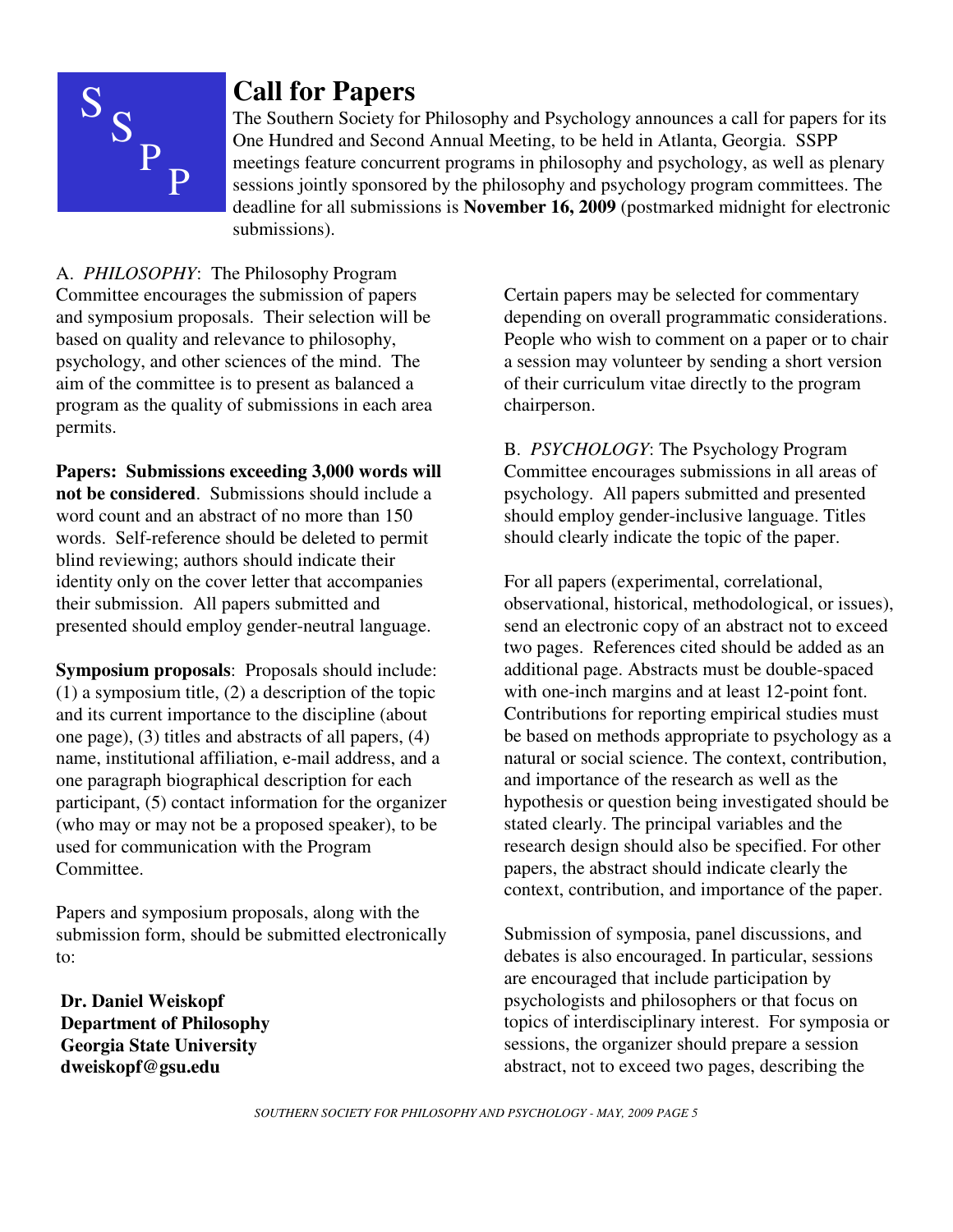# Call for Papers

The Southern Society for Philosophy and Psychology announces a call for papers for its One Hundred and Second Annual Meeting, to be held in Atlanta, Georgia. SSPP meetings feature concurrent programs in philosophy and psychology, as well as plenary sessions jointly sponsored by the philosophy and psychology program committees. The deadline for all submissions is **November 16, 2009** (postmarked midnight for electronic submissions).

A. *PHILOSOPHY*: The Philosophy Program Committee encourages the submission of papers and symposium proposals. Their selection will be based on quality and relevance to philosophy, psychology, and other sciences of the mind. The aim of the committee is to present as balanced a program as the quality of submissions in each area permits.

**Papers: Submissions exceeding 3,000 words will not be considered**. Submissions should include a word count and an abstract of no more than 150 words. Self-reference should be deleted to permit blind reviewing; authors should indicate their identity only on the cover letter that accompanies their submission. All papers submitted and presented should employ gender-neutral language.

**Symposium proposals**: Proposals should include: (1) a symposium title, (2) a description of the topic and its current importance to the discipline (about one page), (3) titles and abstracts of all papers, (4) name, institutional affiliation, e-mail address, and a one paragraph biographical description for each participant, (5) contact information for the organizer (who may or may not be a proposed speaker), to be used for communication with the Program Committee.

Papers and symposium proposals, along with the submission form, should be submitted electronically to:

**Dr. Daniel Weiskopf**
**Department of Philosophy**
**Georgia State University**
**dweiskopf@gsu.edu**

Certain papers may be selected for commentary depending on overall programmatic considerations. People who wish to comment on a paper or to chair a session may volunteer by sending a short version of their curriculum vitae directly to the program chairperson.

B. *PSYCHOLOGY*: The Psychology Program Committee encourages submissions in all areas of psychology. All papers submitted and presented should employ gender-inclusive language. Titles should clearly indicate the topic of the paper.

For all papers (experimental, correlational, observational, historical, methodological, or issues), send an electronic copy of an abstract not to exceed two pages. References cited should be added as an additional page. Abstracts must be double-spaced with one-inch margins and at least 12-point font. Contributions for reporting empirical studies must be based on methods appropriate to psychology as a natural or social science. The context, contribution, and importance of the research as well as the hypothesis or question being investigated should be stated clearly. The principal variables and the research design should also be specified. For other papers, the abstract should indicate clearly the context, contribution, and importance of the paper.

Submission of symposia, panel discussions, and debates is also encouraged. In particular, sessions are encouraged that include participation by psychologists and philosophers or that focus on topics of interdisciplinary interest. For symposia or sessions, the organizer should prepare a session abstract, not to exceed two pages, describing the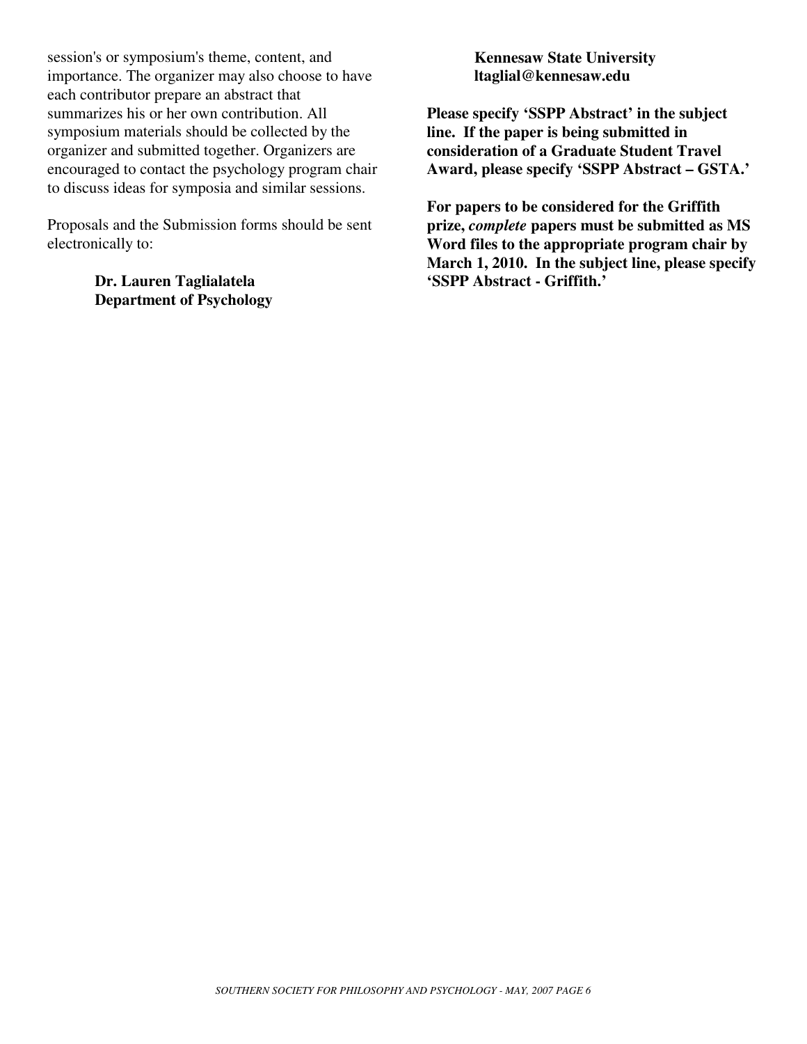session's or symposium's theme, content, and importance. The organizer may also choose to have each contributor prepare an abstract that summarizes his or her own contribution. All symposium materials should be collected by the organizer and submitted together. Organizers are encouraged to contact the psychology program chair to discuss ideas for symposia and similar sessions.

Proposals and the Submission forms should be sent electronically to:

> **Dr. Lauren Taglialatela**
> **Department of Psychology**
> **Kennesaw State University**
> **ltaglial@kennesaw.edu**

**Please specify 'SSPP Abstract' in the subject line. If the paper is being submitted in consideration of a Graduate Student Travel Award, please specify 'SSPP Abstract – GSTA.'**

**For papers to be considered for the Griffith prize, *complete* papers must be submitted as MS Word files to the appropriate program chair by March 1, 2010. In the subject line, please specify 'SSPP Abstract - Griffith.'**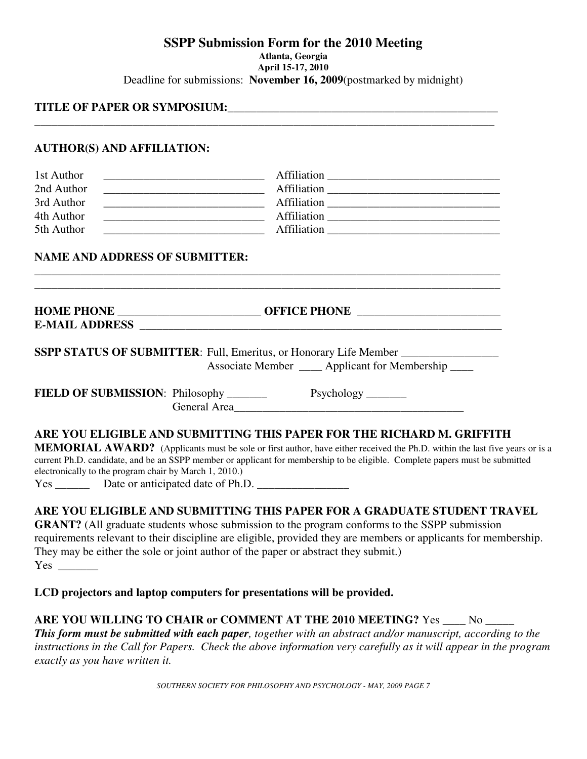# SSPP Submission Form for the 2010 Meeting

**Atlanta, Georgia**
**April 15-17, 2010**

Deadline for submissions: **November 16, 2009**(postmarked by midnight)

**TITLE OF PAPER OR SYMPOSIUM:**_______________________________________________
_________________________________________________________________________________

**AUTHOR(S) AND AFFILIATION:**

1st Author ___________________________ Affiliation _____________________________
2nd Author ___________________________ Affiliation _____________________________
3rd Author ___________________________ Affiliation _____________________________
4th Author ___________________________ Affiliation _____________________________
5th Author ___________________________ Affiliation _____________________________

**NAME AND ADDRESS OF SUBMITTER:**
_________________________________________________________________________________
_________________________________________________________________________________

**HOME PHONE** ________________________ **OFFICE PHONE** ________________________
**E-MAIL ADDRESS** ______________________________________________________________

**SSPP STATUS OF SUBMITTER**: Full, Emeritus, or Honorary Life Member ________________
Associate Member ____ Applicant for Membership ____

**FIELD OF SUBMISSION**: Philosophy _______ Psychology _______
General Area________________________________________

**ARE YOU ELIGIBLE AND SUBMITTING THIS PAPER FOR THE RICHARD M. GRIFFITH MEMORIAL AWARD?** (Applicants must be sole or first author, have either received the Ph.D. within the last five years or is a current Ph.D. candidate, and be an SSPP member or applicant for membership to be eligible. Complete papers must be submitted electronically to the program chair by March 1, 2010.)
Yes ______ Date or anticipated date of Ph.D. ________________

**ARE YOU ELIGIBLE AND SUBMITTING THIS PAPER FOR A GRADUATE STUDENT TRAVEL GRANT?** (All graduate students whose submission to the program conforms to the SSPP submission requirements relevant to their discipline are eligible, provided they are members or applicants for membership. They may be either the sole or joint author of the paper or abstract they submit.)
Yes _______

**LCD projectors and laptop computers for presentations will be provided.**

**ARE YOU WILLING TO CHAIR or COMMENT AT THE 2010 MEETING?** Yes ____ No _____
***This form must be submitted with each paper****, together with an abstract and/or manuscript, according to the instructions in the Call for Papers. Check the above information very carefully as it will appear in the program exactly as you have written it.*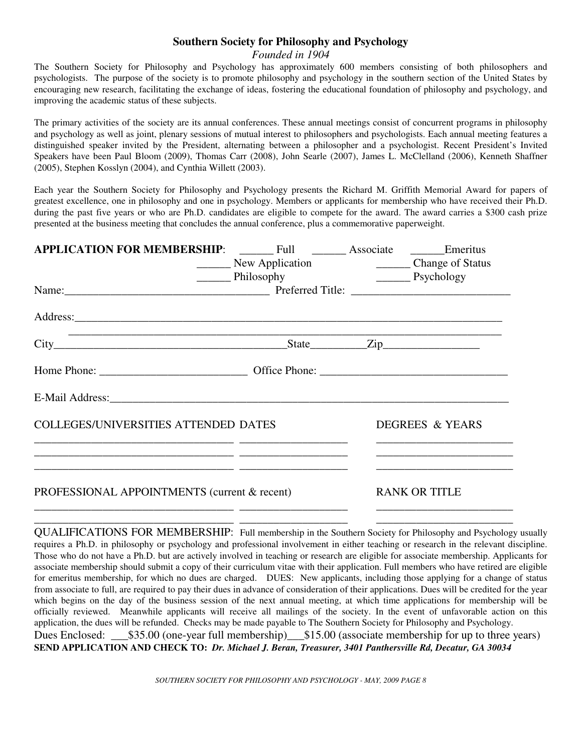# Southern Society for Philosophy and Psychology

*Founded in 1904*

The Southern Society for Philosophy and Psychology has approximately 600 members consisting of both philosophers and psychologists. The purpose of the society is to promote philosophy and psychology in the southern section of the United States by encouraging new research, facilitating the exchange of ideas, fostering the educational foundation of philosophy and psychology, and improving the academic status of these subjects.

The primary activities of the society are its annual conferences. These annual meetings consist of concurrent programs in philosophy and psychology as well as joint, plenary sessions of mutual interest to philosophers and psychologists. Each annual meeting features a distinguished speaker invited by the President, alternating between a philosopher and a psychologist. Recent President's Invited Speakers have been Paul Bloom (2009), Thomas Carr (2008), John Searle (2007), James L. McClelland (2006), Kenneth Shaffner (2005), Stephen Kosslyn (2004), and Cynthia Willett (2003).

Each year the Southern Society for Philosophy and Psychology presents the Richard M. Griffith Memorial Award for papers of greatest excellence, one in philosophy and one in psychology. Members or applicants for membership who have received their Ph.D. during the past five years or who are Ph.D. candidates are eligible to compete for the award. The award carries a $300 cash prize presented at the business meeting that concludes the annual conference, plus a commemorative paperweight.

**APPLICATION FOR MEMBERSHIP**: ______ Full ______ Associate ______Emeritus

______ New Application ______ Change of Status

______ Philosophy ______ Psychology

Name:___________________________________ Preferred Title: ____________________________

Address:_____________________________________________________________________________

_____________________________________________________________________________

City_________________________________________State__________Zip_________________

Home Phone: __________________________ Office Phone: _________________________________

E-Mail Address:_________________________________________________________________________

| COLLEGES/UNIVERSITIES ATTENDED | DATES | DEGREES & YEARS |
|---|---|---|
| | | |
| | | |
| | | |

| PROFESSIONAL APPOINTMENTS (current & recent) | | RANK OR TITLE |
|---|---|---|
| | | |
| | | |

QUALIFICATIONS FOR MEMBERSHIP: Full membership in the Southern Society for Philosophy and Psychology usually requires a Ph.D. in philosophy or psychology and professional involvement in either teaching or research in the relevant discipline. Those who do not have a Ph.D. but are actively involved in teaching or research are eligible for associate membership. Applicants for associate membership should submit a copy of their curriculum vitae with their application. Full members who have retired are eligible for emeritus membership, for which no dues are charged. DUES: New applicants, including those applying for a change of status from associate to full, are required to pay their dues in advance of consideration of their applications. Dues will be credited for the year which begins on the day of the business session of the next annual meeting, at which time applications for membership will be officially reviewed. Meanwhile applicants will receive all mailings of the society. In the event of unfavorable action on this application, the dues will be refunded. Checks may be made payable to The Southern Society for Philosophy and Psychology.

Dues Enclosed: ___$35.00 (one-year full membership)___$15.00 (associate membership for up to three years)

**SEND APPLICATION AND CHECK TO:** ***Dr. Michael J. Beran, Treasurer, 3401 Panthersville Rd, Decatur, GA 30034***